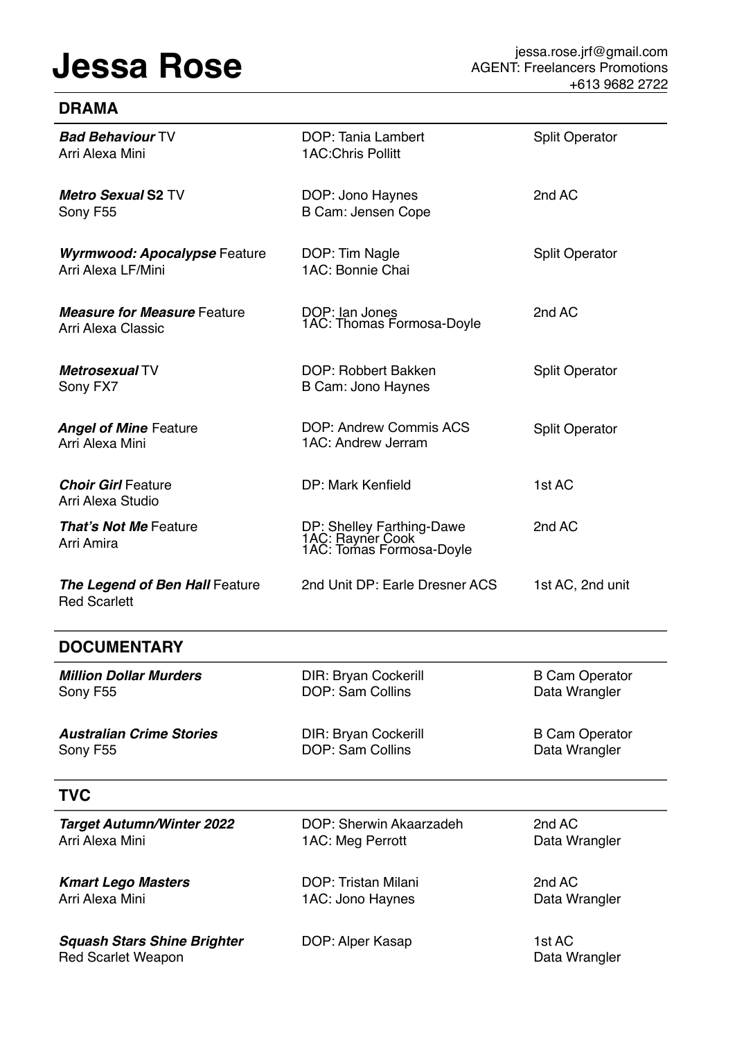# Jessa Rose

jessa.rose.jrf@gmail.com
AGENT: Freelancers Promotions
+613 9682 2722

## DRAMA

| | | |
|---|---|---|
| ***Bad Behaviour*** TV<br>Arri Alexa Mini | DOP: Tania Lambert<br>1AC:Chris Pollitt | Split Operator |
| ***Metro Sexual* S2** TV<br>Sony F55 | DOP: Jono Haynes<br>B Cam: Jensen Cope | 2nd AC |
| ***Wyrmwood: Apocalypse*** Feature<br>Arri Alexa LF/Mini | DOP: Tim Nagle<br>1AC: Bonnie Chai | Split Operator |
| ***Measure for Measure*** Feature<br>Arri Alexa Classic | DOP: Ian Jones<br>1AC: Thomas Formosa-Doyle | 2nd AC |
| ***Metrosexual*** TV<br>Sony FX7 | DOP: Robbert Bakken<br>B Cam: Jono Haynes | Split Operator |
| ***Angel of Mine*** Feature<br>Arri Alexa Mini | DOP: Andrew Commis ACS<br>1AC: Andrew Jerram | Split Operator |
| ***Choir Girl*** Feature<br>Arri Alexa Studio | DP: Mark Kenfield | 1st AC |
| ***That's Not Me*** Feature<br>Arri Amira | DP: Shelley Farthing-Dawe<br>1AC: Rayner Cook<br>1AC: Tomas Formosa-Doyle | 2nd AC |
| ***The Legend of Ben Hall*** Feature<br>Red Scarlett | 2nd Unit DP: Earle Dresner ACS | 1st AC, 2nd unit |

## DOCUMENTARY

| | | |
|---|---|---|
| ***Million Dollar Murders***<br>Sony F55 | DIR: Bryan Cockerill<br>DOP: Sam Collins | B Cam Operator<br>Data Wrangler |
| ***Australian Crime Stories***<br>Sony F55 | DIR: Bryan Cockerill<br>DOP: Sam Collins | B Cam Operator<br>Data Wrangler |

## TVC

| | | |
|---|---|---|
| ***Target Autumn/Winter 2022***<br>Arri Alexa Mini | DOP: Sherwin Akaarzadeh<br>1AC: Meg Perrott | 2nd AC<br>Data Wrangler |
| ***Kmart Lego Masters***<br>Arri Alexa Mini | DOP: Tristan Milani<br>1AC: Jono Haynes | 2nd AC<br>Data Wrangler |
| ***Squash Stars Shine Brighter***<br>Red Scarlet Weapon | DOP: Alper Kasap | 1st AC<br>Data Wrangler |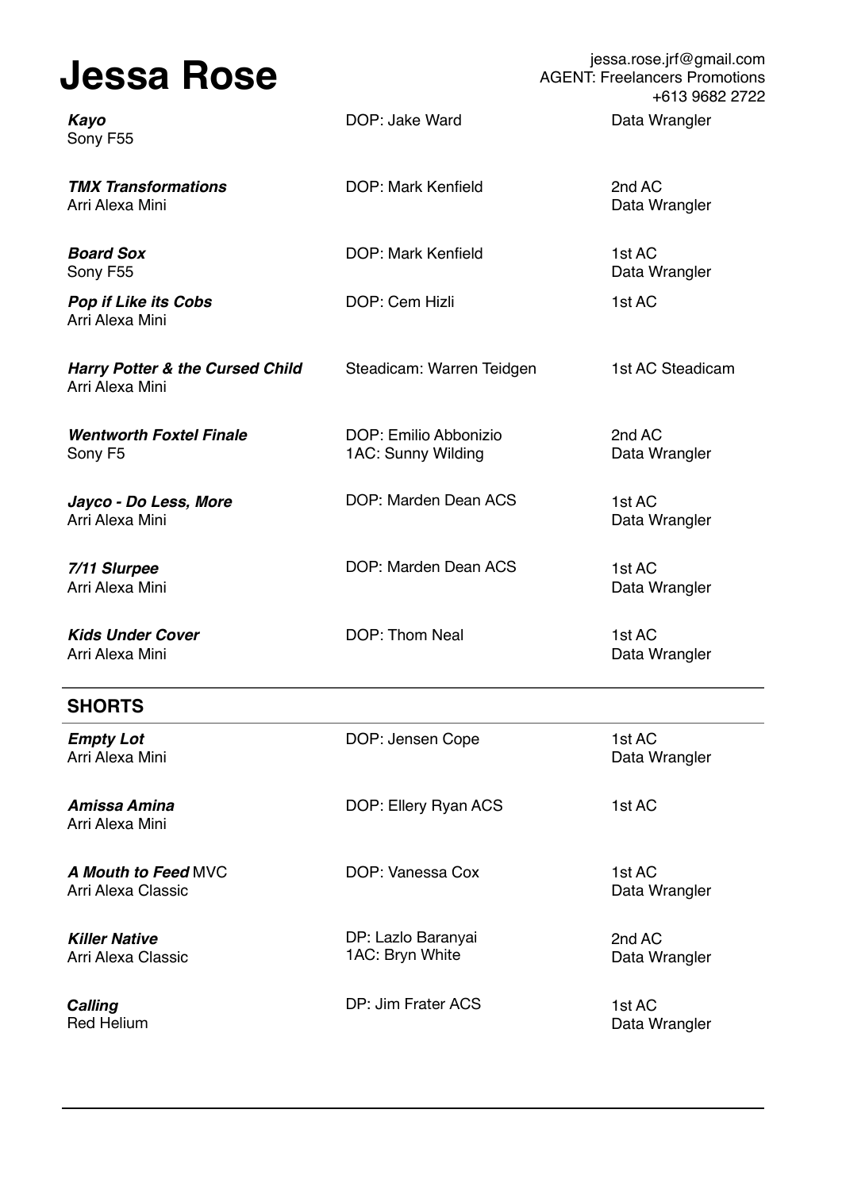# Jessa Rose

jessa.rose.jrf@gmail.com
AGENT: Freelancers Promotions
+613 9682 2722

| | | |
|---|---|---|
| ***Kayo***<br>Sony F55 | DOP: Jake Ward | Data Wrangler |
| ***TMX Transformations***<br>Arri Alexa Mini | DOP: Mark Kenfield | 2nd AC<br>Data Wrangler |
| ***Board Sox***<br>Sony F55 | DOP: Mark Kenfield | 1st AC<br>Data Wrangler |
| ***Pop if Like its Cobs***<br>Arri Alexa Mini | DOP: Cem Hizli | 1st AC |
| ***Harry Potter & the Cursed Child***<br>Arri Alexa Mini | Steadicam: Warren Teidgen | 1st AC Steadicam |
| ***Wentworth Foxtel Finale***<br>Sony F5 | DOP: Emilio Abbonizio<br>1AC: Sunny Wilding | 2nd AC<br>Data Wrangler |
| ***Jayco - Do Less, More***<br>Arri Alexa Mini | DOP: Marden Dean ACS | 1st AC<br>Data Wrangler |
| ***7/11 Slurpee***<br>Arri Alexa Mini | DOP: Marden Dean ACS | 1st AC<br>Data Wrangler |
| ***Kids Under Cover***<br>Arri Alexa Mini | DOP: Thom Neal | 1st AC<br>Data Wrangler |

## SHORTS

| | | |
|---|---|---|
| ***Empty Lot***<br>Arri Alexa Mini | DOP: Jensen Cope | 1st AC<br>Data Wrangler |
| ***Amissa Amina***<br>Arri Alexa Mini | DOP: Ellery Ryan ACS | 1st AC |
| ***A Mouth to Feed*** MVC<br>Arri Alexa Classic | DOP: Vanessa Cox | 1st AC<br>Data Wrangler |
| ***Killer Native***<br>Arri Alexa Classic | DP: Lazlo Baranyai<br>1AC: Bryn White | 2nd AC<br>Data Wrangler |
| ***Calling***<br>Red Helium | DP: Jim Frater ACS | 1st AC<br>Data Wrangler |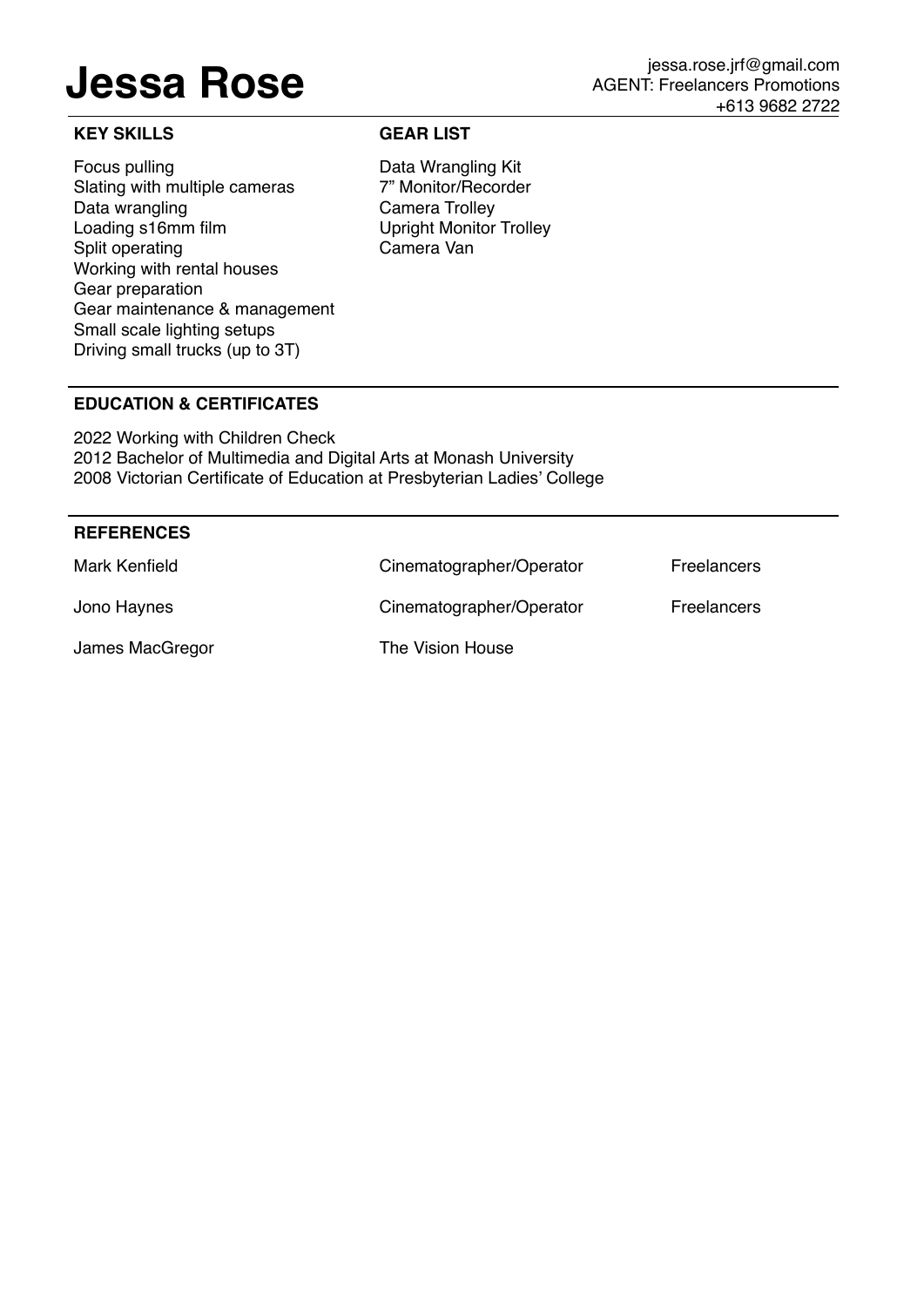# Jessa Rose

jessa.rose.jrf@gmail.com
AGENT: Freelancers Promotions
+613 9682 2722

**KEY SKILLS**

Focus pulling
Slating with multiple cameras
Data wrangling
Loading s16mm film
Split operating
Working with rental houses
Gear preparation
Gear maintenance & management
Small scale lighting setups
Driving small trucks (up to 3T)

**GEAR LIST**

Data Wrangling Kit
7" Monitor/Recorder
Camera Trolley
Upright Monitor Trolley
Camera Van

**EDUCATION & CERTIFICATES**

2022 Working with Children Check
2012 Bachelor of Multimedia and Digital Arts at Monash University
2008 Victorian Certificate of Education at Presbyterian Ladies' College

**REFERENCES**

| | | |
|---|---|---|
| Mark Kenfield | Cinematographer/Operator | Freelancers |
| Jono Haynes | Cinematographer/Operator | Freelancers |
| James MacGregor | The Vision House | |